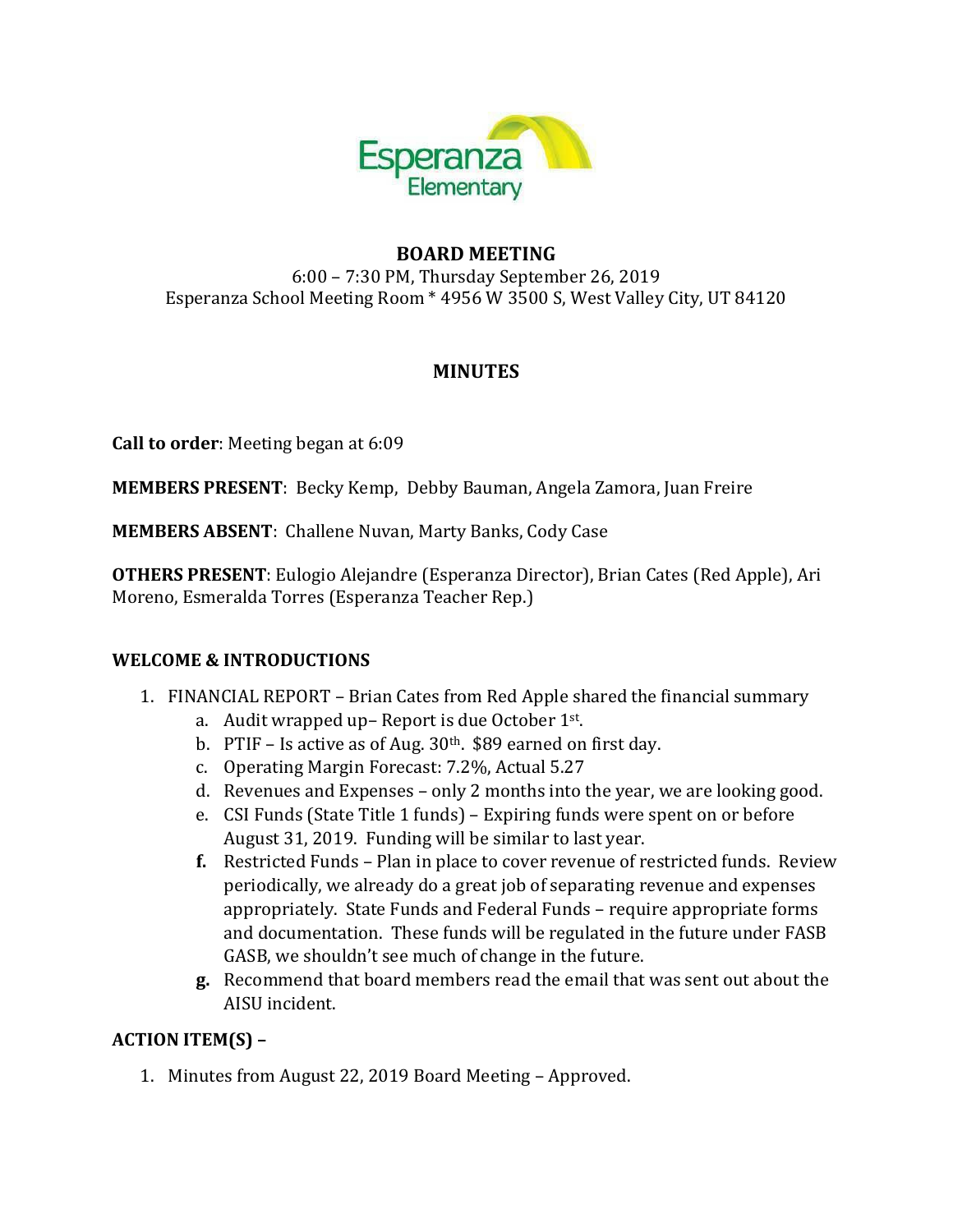# BOARD MEETING

6:00 – 7:30 PM, Thursday September 26, 2019
Esperanza School Meeting Room * 4956 W 3500 S, West Valley City, UT 84120

## MINUTES

**Call to order**: Meeting began at 6:09

**MEMBERS PRESENT**: Becky Kemp, Debby Bauman, Angela Zamora, Juan Freire

**MEMBERS ABSENT**: Challene Nuvan, Marty Banks, Cody Case

**OTHERS PRESENT**: Eulogio Alejandre (Esperanza Director), Brian Cates (Red Apple), Ari Moreno, Esmeralda Torres (Esperanza Teacher Rep.)

### WELCOME & INTRODUCTIONS

1. FINANCIAL REPORT – Brian Cates from Red Apple shared the financial summary
   a. Audit wrapped up– Report is due October 1st.
   b. PTIF – Is active as of Aug. 30th. $89 earned on first day.
   c. Operating Margin Forecast: 7.2%, Actual 5.27
   d. Revenues and Expenses – only 2 months into the year, we are looking good.
   e. CSI Funds (State Title 1 funds) – Expiring funds were spent on or before August 31, 2019. Funding will be similar to last year.
   **f.** Restricted Funds – Plan in place to cover revenue of restricted funds. Review periodically, we already do a great job of separating revenue and expenses appropriately. State Funds and Federal Funds – require appropriate forms and documentation. These funds will be regulated in the future under FASB GASB, we shouldn't see much of change in the future.
   **g.** Recommend that board members read the email that was sent out about the AISU incident.

### ACTION ITEM(S) –

1. Minutes from August 22, 2019 Board Meeting – Approved.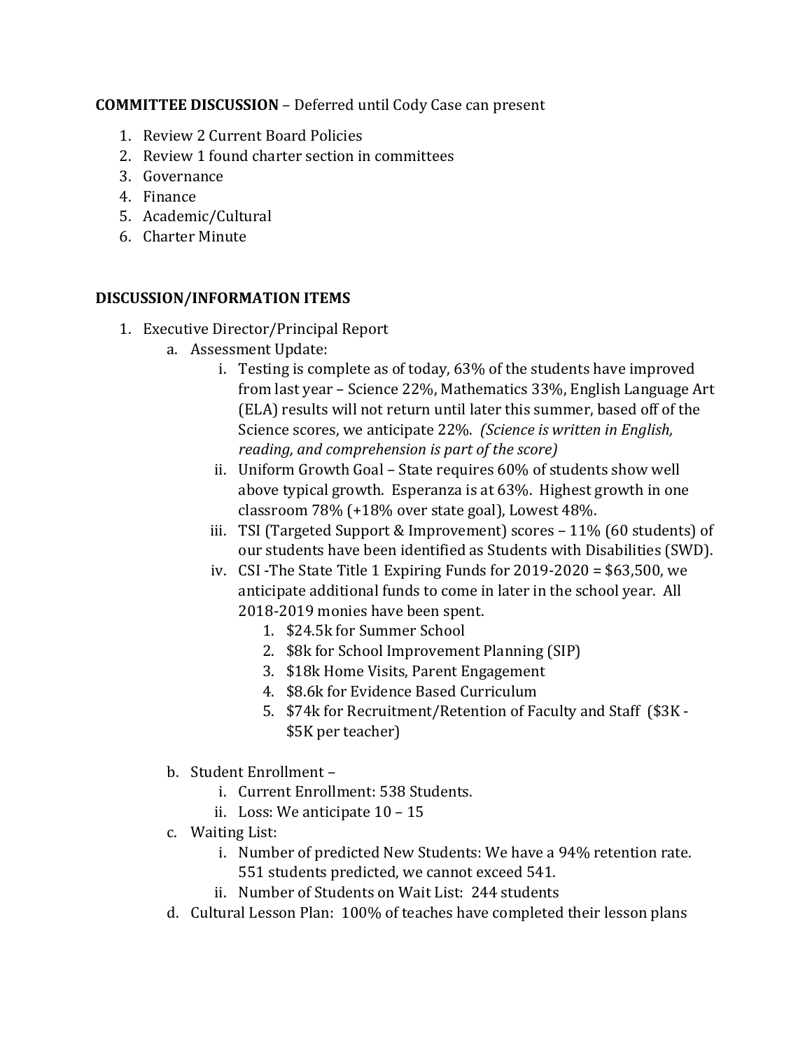**COMMITTEE DISCUSSION** – Deferred until Cody Case can present

1. Review 2 Current Board Policies
2. Review 1 found charter section in committees
3. Governance
4. Finance
5. Academic/Cultural
6. Charter Minute

**DISCUSSION/INFORMATION ITEMS**

1. Executive Director/Principal Report
   a. Assessment Update:
      i. Testing is complete as of today, 63% of the students have improved from last year – Science 22%, Mathematics 33%, English Language Art (ELA) results will not return until later this summer, based off of the Science scores, we anticipate 22%. *(Science is written in English, reading, and comprehension is part of the score)*
      ii. Uniform Growth Goal – State requires 60% of students show well above typical growth. Esperanza is at 63%. Highest growth in one classroom 78% (+18% over state goal), Lowest 48%.
      iii. TSI (Targeted Support & Improvement) scores – 11% (60 students) of our students have been identified as Students with Disabilities (SWD).
      iv. CSI -The State Title 1 Expiring Funds for 2019-2020 = $63,500, we anticipate additional funds to come in later in the school year. All 2018-2019 monies have been spent.
         1. $24.5k for Summer School
         2. $8k for School Improvement Planning (SIP)
         3. $18k Home Visits, Parent Engagement
         4. $8.6k for Evidence Based Curriculum
         5. $74k for Recruitment/Retention of Faculty and Staff ($3K - $5K per teacher)

   b. Student Enrollment –
      i. Current Enrollment: 538 Students.
      ii. Loss: We anticipate 10 – 15
   c. Waiting List:
      i. Number of predicted New Students: We have a 94% retention rate. 551 students predicted, we cannot exceed 541.
      ii. Number of Students on Wait List: 244 students
   d. Cultural Lesson Plan: 100% of teaches have completed their lesson plans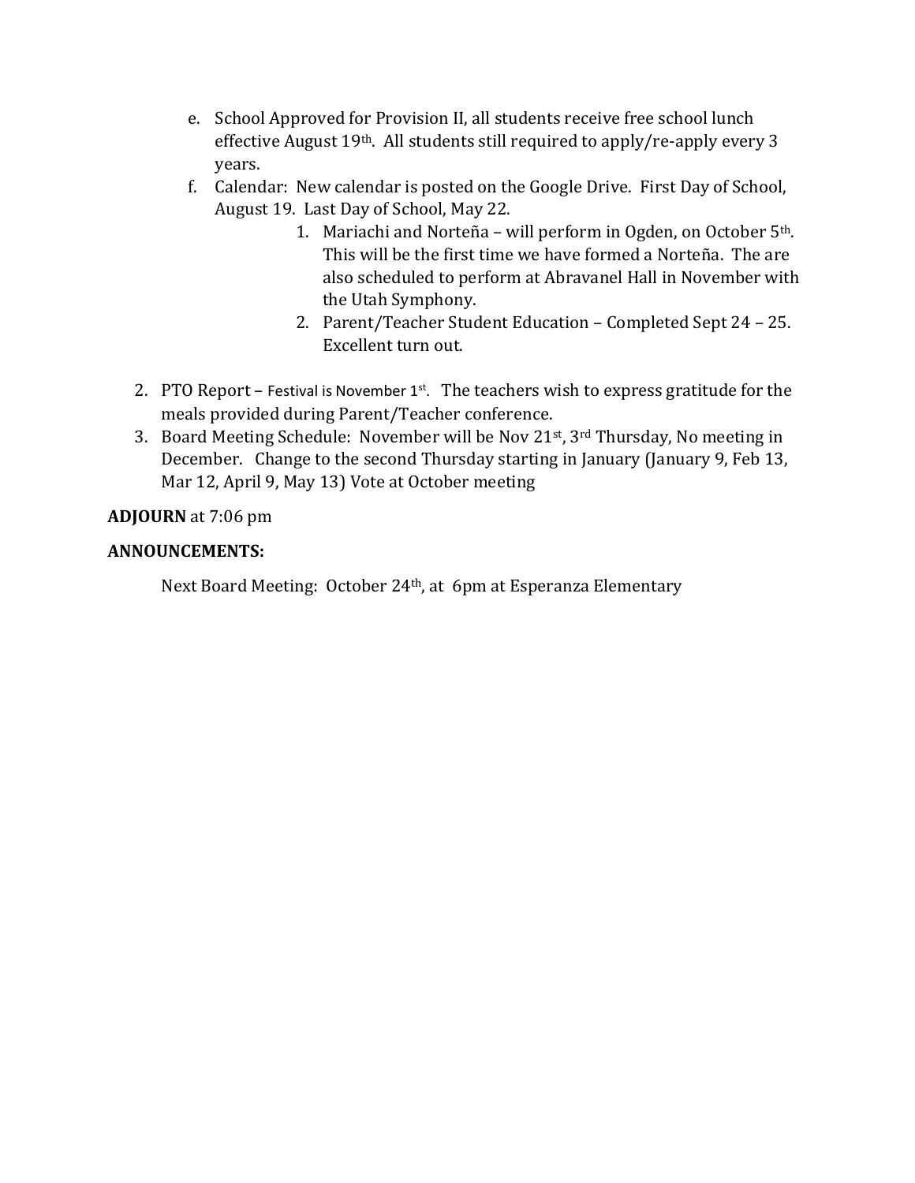e. School Approved for Provision II, all students receive free school lunch effective August 19th. All students still required to apply/re-apply every 3 years.

f. Calendar: New calendar is posted on the Google Drive. First Day of School, August 19. Last Day of School, May 22.

   1. Mariachi and Norteña – will perform in Ogden, on October 5th. This will be the first time we have formed a Norteña. The are also scheduled to perform at Abravanel Hall in November with the Utah Symphony.
   2. Parent/Teacher Student Education – Completed Sept 24 – 25. Excellent turn out.

2. PTO Report – Festival is November 1st. The teachers wish to express gratitude for the meals provided during Parent/Teacher conference.
3. Board Meeting Schedule: November will be Nov 21st, 3rd Thursday, No meeting in December. Change to the second Thursday starting in January (January 9, Feb 13, Mar 12, April 9, May 13) Vote at October meeting

**ADJOURN** at 7:06 pm

**ANNOUNCEMENTS:**

Next Board Meeting: October 24th, at 6pm at Esperanza Elementary